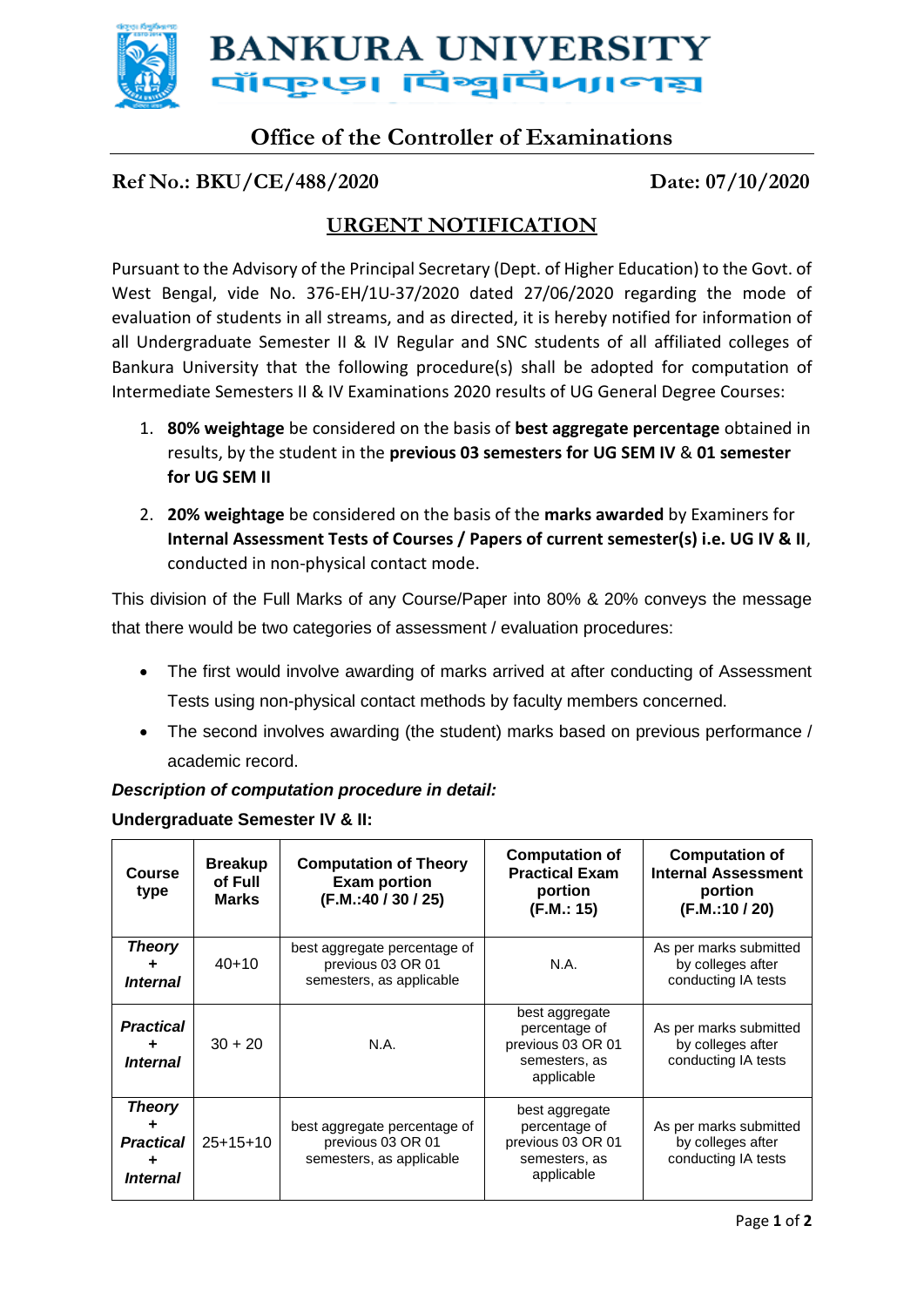# BANKURA UNIVERSITY

# বাঁকুড়া বিশ্ববিদ্যালয়

## Office of the Controller of Examinations

**Ref No.: BKU/CE/488/2020** **Date: 07/10/2020**

## URGENT NOTIFICATION

Pursuant to the Advisory of the Principal Secretary (Dept. of Higher Education) to the Govt. of West Bengal, vide No. 376-EH/1U-37/2020 dated 27/06/2020 regarding the mode of evaluation of students in all streams, and as directed, it is hereby notified for information of all Undergraduate Semester II & IV Regular and SNC students of all affiliated colleges of Bankura University that the following procedure(s) shall be adopted for computation of Intermediate Semesters II & IV Examinations 2020 results of UG General Degree Courses:

1. **80% weightage** be considered on the basis of **best aggregate percentage** obtained in results, by the student in the **previous 03 semesters for UG SEM IV** & **01 semester for UG SEM II**
2. **20% weightage** be considered on the basis of the **marks awarded** by Examiners for **Internal Assessment Tests of Courses / Papers of current semester(s) i.e. UG IV & II**, conducted in non-physical contact mode.

This division of the Full Marks of any Course/Paper into 80% & 20% conveys the message that there would be two categories of assessment / evaluation procedures:

- The first would involve awarding of marks arrived at after conducting of Assessment Tests using non-physical contact methods by faculty members concerned.
- The second involves awarding (the student) marks based on previous performance / academic record.

***Description of computation procedure in detail:***

**Undergraduate Semester IV & II:**

| Course type | Breakup of Full Marks | Computation of Theory Exam portion (F.M.:40 / 30 / 25) | Computation of Practical Exam portion (F.M.: 15) | Computation of Internal Assessment portion (F.M.:10 / 20) |
|---|---|---|---|---|
| ***Theory + Internal*** | 40+10 | best aggregate percentage of previous 03 OR 01 semesters, as applicable | N.A. | As per marks submitted by colleges after conducting IA tests |
| ***Practical + Internal*** | 30 + 20 | N.A. | best aggregate percentage of previous 03 OR 01 semesters, as applicable | As per marks submitted by colleges after conducting IA tests |
| ***Theory + Practical + Internal*** | 25+15+10 | best aggregate percentage of previous 03 OR 01 semesters, as applicable | best aggregate percentage of previous 03 OR 01 semesters, as applicable | As per marks submitted by colleges after conducting IA tests |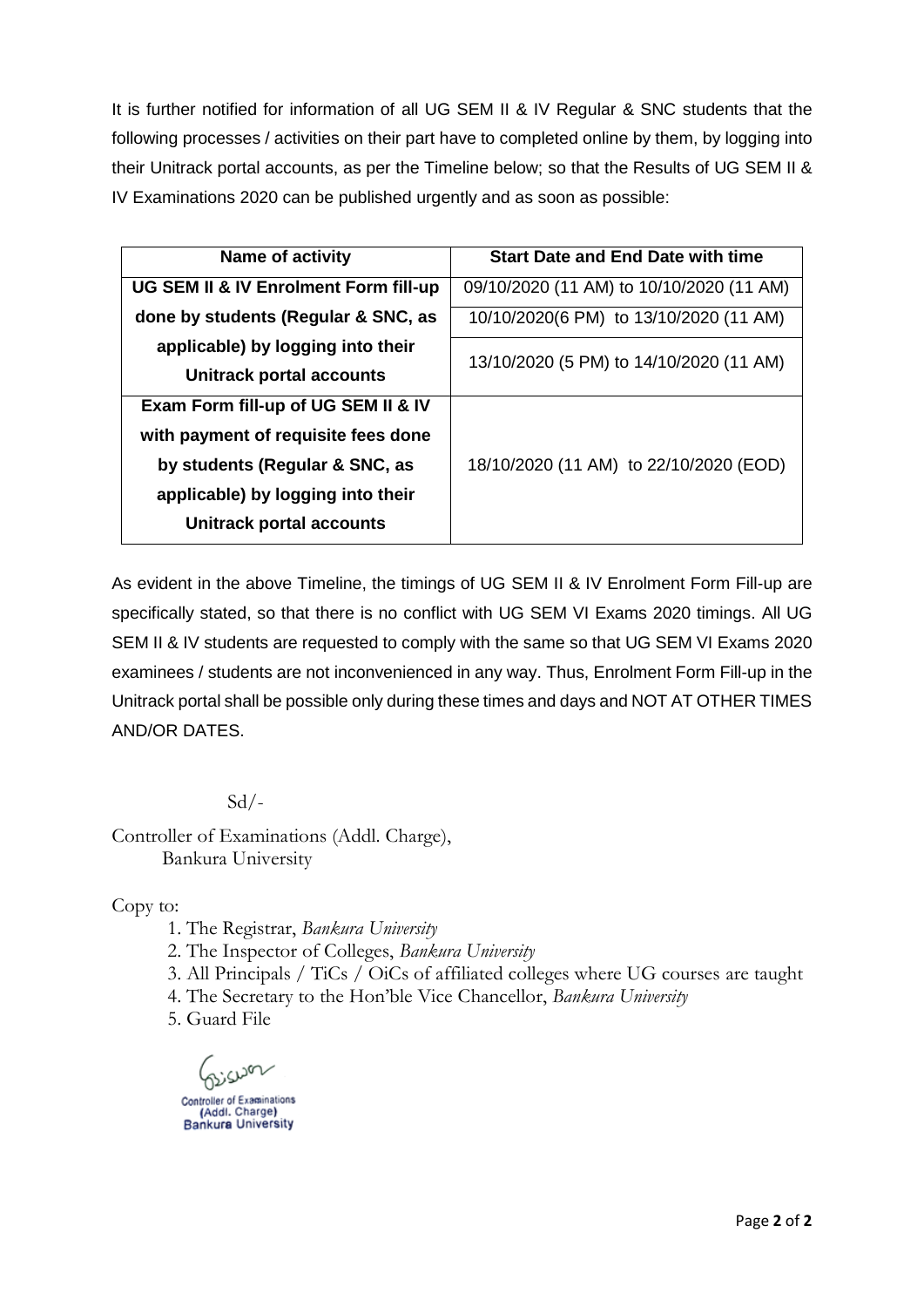It is further notified for information of all UG SEM II & IV Regular & SNC students that the following processes / activities on their part have to completed online by them, by logging into their Unitrack portal accounts, as per the Timeline below; so that the Results of UG SEM II & IV Examinations 2020 can be published urgently and as soon as possible:

| Name of activity | Start Date and End Date with time |
|---|---|
| **UG SEM II & IV Enrolment Form fill-up done by students (Regular & SNC, as applicable) by logging into their Unitrack portal accounts** | 09/10/2020 (11 AM) to 10/10/2020 (11 AM) |
| | 10/10/2020(6 PM) to 13/10/2020 (11 AM) |
| | 13/10/2020 (5 PM) to 14/10/2020 (11 AM) |
| **Exam Form fill-up of UG SEM II & IV with payment of requisite fees done by students (Regular & SNC, as applicable) by logging into their Unitrack portal accounts** | 18/10/2020 (11 AM) to 22/10/2020 (EOD) |

As evident in the above Timeline, the timings of UG SEM II & IV Enrolment Form Fill-up are specifically stated, so that there is no conflict with UG SEM VI Exams 2020 timings. All UG SEM II & IV students are requested to comply with the same so that UG SEM VI Exams 2020 examinees / students are not inconvenienced in any way. Thus, Enrolment Form Fill-up in the Unitrack portal shall be possible only during these times and days and NOT AT OTHER TIMES AND/OR DATES.

Sd/-

Controller of Examinations (Addl. Charge),
Bankura University

Copy to:

1. The Registrar, *Bankura University*
2. The Inspector of Colleges, *Bankura University*
3. All Principals / TiCs / OiCs of affiliated colleges where UG courses are taught
4. The Secretary to the Hon'ble Vice Chancellor, *Bankura University*
5. Guard File

Controller of Examinations
(Addl. Charge)
Bankura University